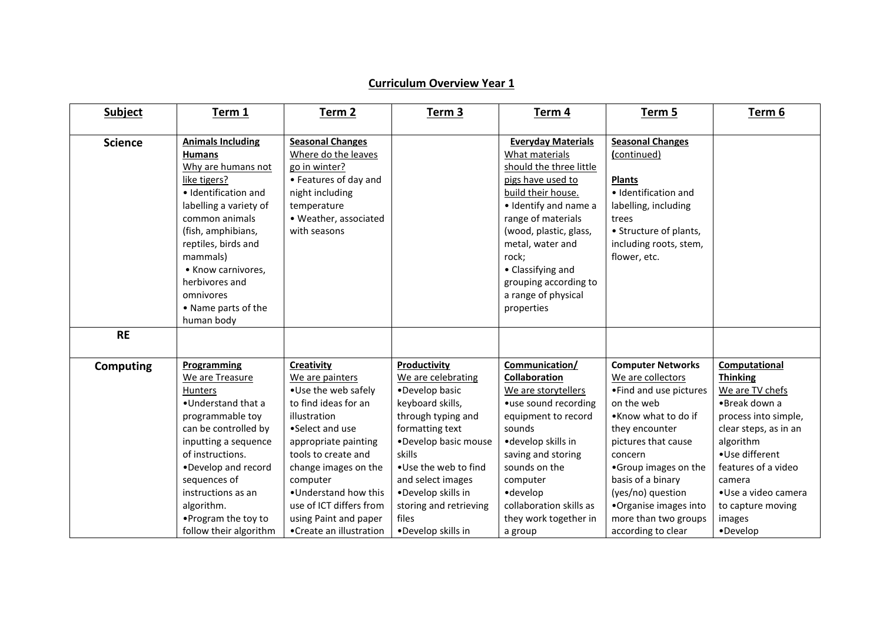# Curriculum Overview Year 1

| Subject | Term 1 | Term 2 | Term 3 | Term 4 | Term 5 | Term 6 |
|---|---|---|---|---|---|---|
| **Science** | **Animals Including Humans**<br>Why are humans not like tigers?<br>• Identification and labelling a variety of common animals (fish, amphibians, reptiles, birds and mammals)<br>• Know carnivores, herbivores and omnivores<br>• Name parts of the human body | **Seasonal Changes**<br>Where do the leaves go in winter?<br>• Features of day and night including temperature<br>• Weather, associated with seasons | | **Everyday Materials**<br>What materials should the three little pigs have used to build their house.<br>• Identify and name a range of materials (wood, plastic, glass, metal, water and rock;<br>• Classifying and grouping according to a range of physical properties | **Seasonal Changes (continued)**<br><br>**Plants**<br>• Identification and labelling, including trees<br>• Structure of plants, including roots, stem, flower, etc. | |
| **RE** | | | | | | |
| **Computing** | **Programming**<br>We are Treasure Hunters<br>•Understand that a programmable toy can be controlled by inputting a sequence of instructions.<br>•Develop and record sequences of instructions as an algorithm.<br>•Program the toy to follow their algorithm | **Creativity**<br>We are painters<br>•Use the web safely to find ideas for an illustration<br>•Select and use appropriate painting tools to create and change images on the computer<br>•Understand how this use of ICT differs from using Paint and paper<br>•Create an illustration | **Productivity**<br>We are celebrating<br>•Develop basic keyboard skills, through typing and formatting text<br>•Develop basic mouse skills<br>•Use the web to find and select images<br>•Develop skills in storing and retrieving files<br>•Develop skills in | **Communication/ Collaboration**<br>We are storytellers<br>•use sound recording equipment to record sounds<br>•develop skills in saving and storing sounds on the computer<br>•develop collaboration skills as they work together in a group | **Computer Networks**<br>We are collectors<br>•Find and use pictures on the web<br>•Know what to do if they encounter pictures that cause concern<br>•Group images on the basis of a binary (yes/no) question<br>•Organise images into more than two groups according to clear | **Computational Thinking**<br>We are TV chefs<br>•Break down a process into simple, clear steps, as in an algorithm<br>•Use different features of a video camera<br>•Use a video camera to capture moving images<br>•Develop |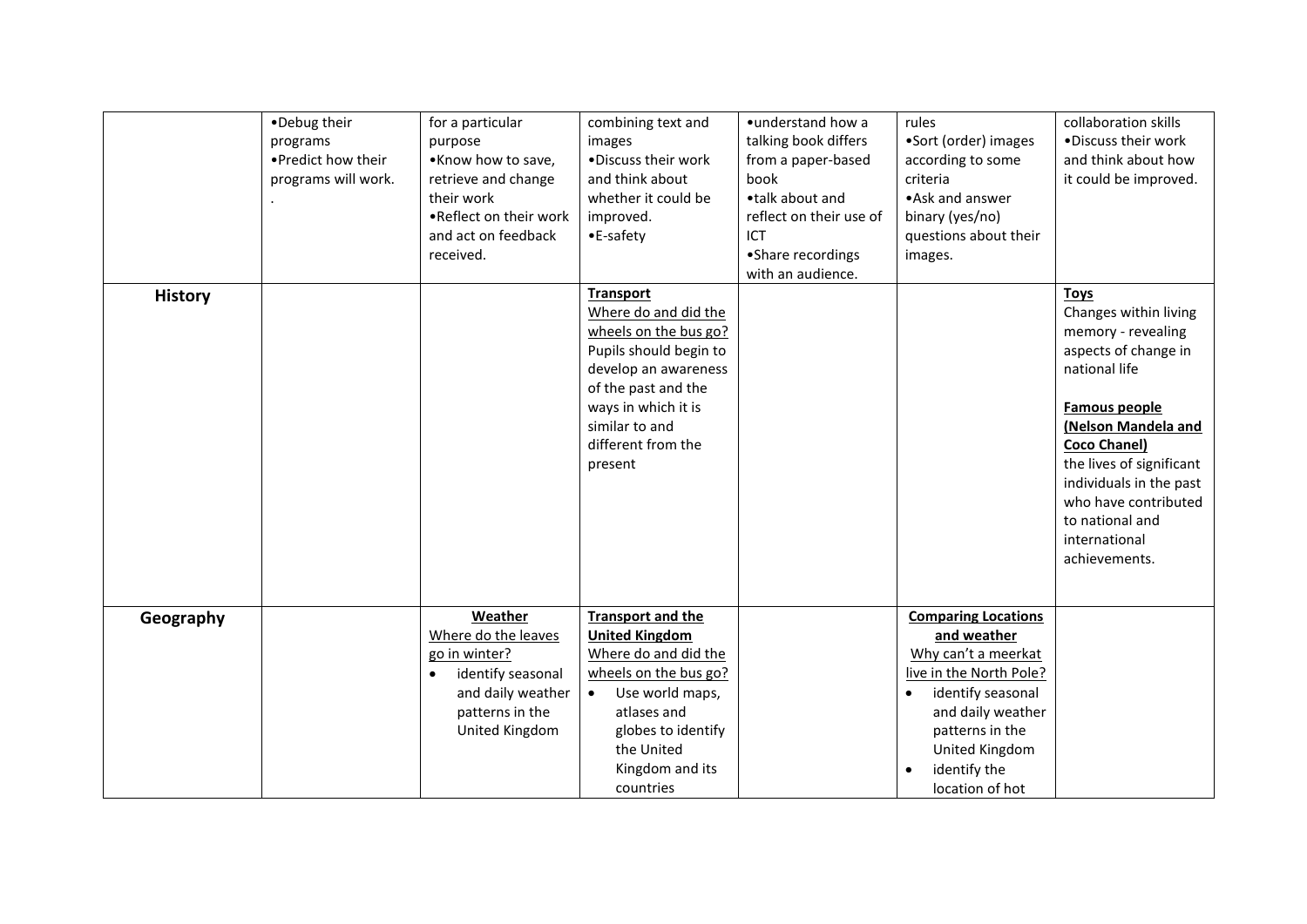| | | | | | | |
|---|---|---|---|---|---|---|
| | •Debug their programs<br>•Predict how their programs will work.<br>. | for a particular purpose<br>•Know how to save, retrieve and change their work<br>•Reflect on their work and act on feedback received. | combining text and images<br>•Discuss their work and think about whether it could be improved.<br>•E-safety | •understand how a talking book differs from a paper-based book<br>•talk about and reflect on their use of ICT<br>•Share recordings with an audience. | rules<br>•Sort (order) images according to some criteria<br>•Ask and answer binary (yes/no) questions about their images. | collaboration skills<br>•Discuss their work and think about how it could be improved. |
| **History** | | | **Transport**<br>Where do and did the wheels on the bus go?<br>Pupils should begin to develop an awareness of the past and the ways in which it is similar to and different from the present | | | **Toys**<br>Changes within living memory - revealing aspects of change in national life<br><br>**Famous people (Nelson Mandela and Coco Chanel)**<br>the lives of significant individuals in the past who have contributed to national and international achievements. |
| **Geography** | | **Weather**<br>Where do the leaves go in winter?<br>• identify seasonal and daily weather patterns in the United Kingdom | **Transport and the United Kingdom**<br>Where do and did the wheels on the bus go?<br>• Use world maps, atlases and globes to identify the United Kingdom and its countries | | **Comparing Locations and weather**<br>Why can't a meerkat live in the North Pole?<br>• identify seasonal and daily weather patterns in the United Kingdom<br>• identify the location of hot | |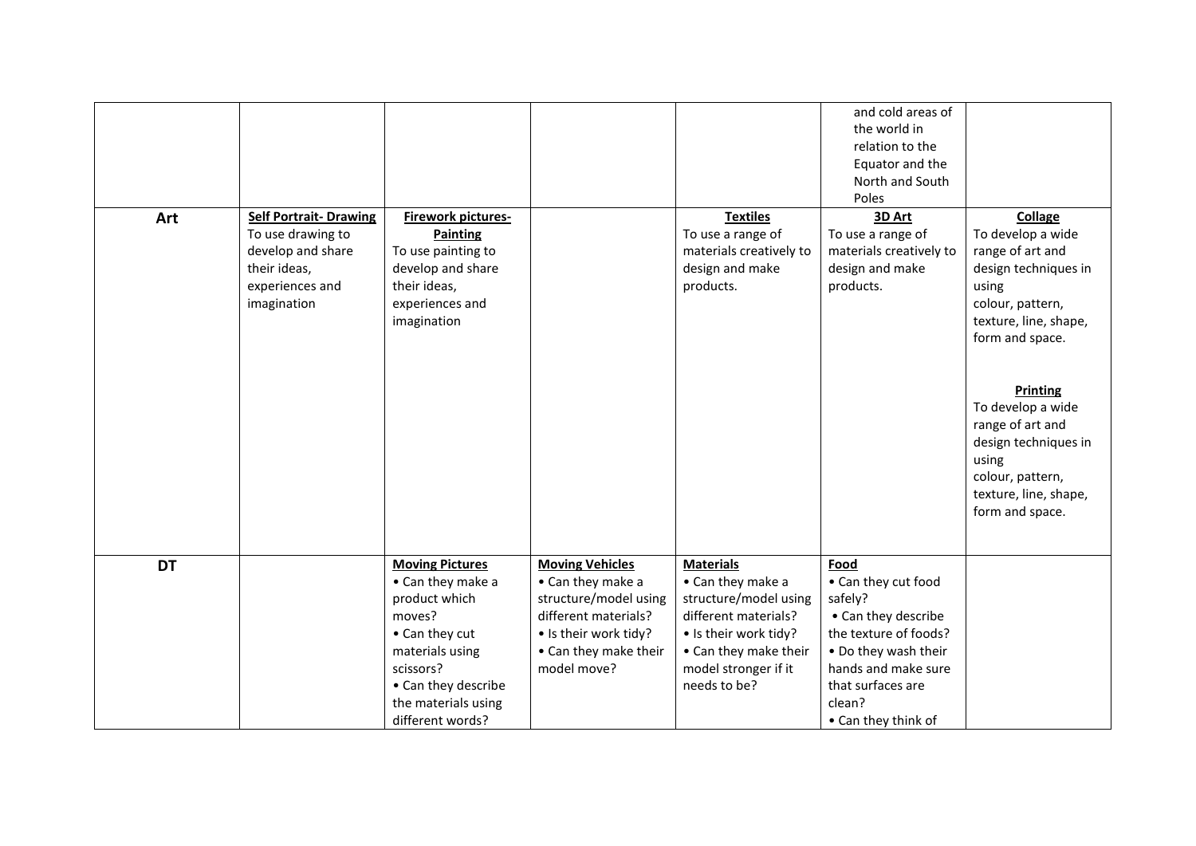|  |  |  |  |  |  |  |
|---|---|---|---|---|---|---|
|  |  |  |  |  | and cold areas of the world in relation to the Equator and the North and South Poles |  |
| **Art** | **Self Portrait- Drawing**<br>To use drawing to develop and share their ideas, experiences and imagination | **Firework pictures- Painting**<br>To use painting to develop and share their ideas, experiences and imagination |  | **Textiles**<br>To use a range of materials creatively to design and make products. | **3D Art**<br>To use a range of materials creatively to design and make products. | **Collage**<br>To develop a wide range of art and design techniques in using colour, pattern, texture, line, shape, form and space.<br><br>**Printing**<br>To develop a wide range of art and design techniques in using colour, pattern, texture, line, shape, form and space. |
| **DT** |  | **Moving Pictures**<br>• Can they make a product which moves?<br>• Can they cut materials using scissors?<br>• Can they describe the materials using different words? | **Moving Vehicles**<br>• Can they make a structure/model using different materials?<br>• Is their work tidy?<br>• Can they make their model move? | **Materials**<br>• Can they make a structure/model using different materials?<br>• Is their work tidy?<br>• Can they make their model stronger if it needs to be? | **Food**<br>• Can they cut food safely?<br>• Can they describe the texture of foods?<br>• Do they wash their hands and make sure that surfaces are clean?<br>• Can they think of |  |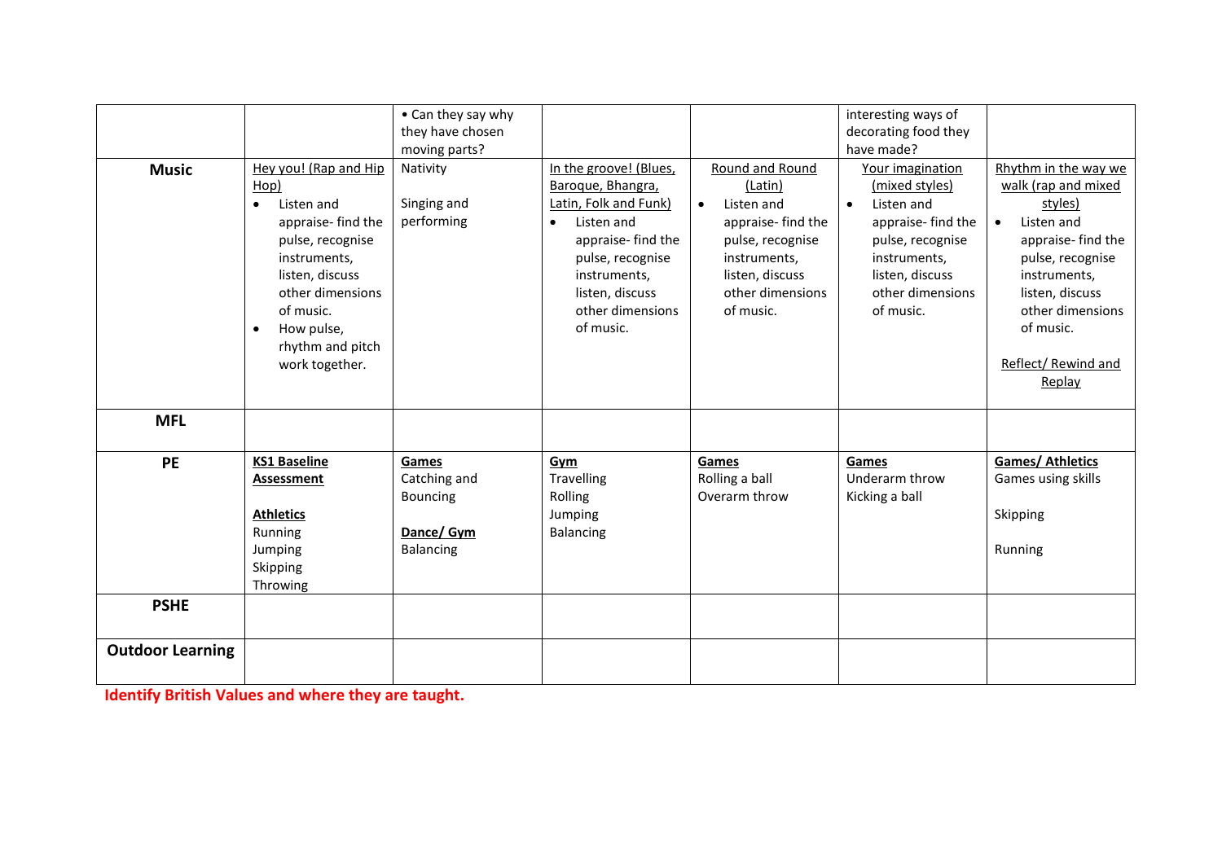| | | | | | | |
|---|---|---|---|---|---|---|
| | | • Can they say why they have chosen moving parts? | | | interesting ways of decorating food they have made? | |
| **Music** | Hey you! (Rap and Hip Hop)<br>• Listen and appraise- find the pulse, recognise instruments, listen, discuss other dimensions of music.<br>• How pulse, rhythm and pitch work together. | Nativity<br><br>Singing and performing | In the groove! (Blues, Baroque, Bhangra, Latin, Folk and Funk)<br>• Listen and appraise- find the pulse, recognise instruments, listen, discuss other dimensions of music. | Round and Round (Latin)<br>• Listen and appraise- find the pulse, recognise instruments, listen, discuss other dimensions of music. | Your imagination (mixed styles)<br>• Listen and appraise- find the pulse, recognise instruments, listen, discuss other dimensions of music. | Rhythm in the way we walk (rap and mixed styles)<br>• Listen and appraise- find the pulse, recognise instruments, listen, discuss other dimensions of music.<br><br>Reflect/ Rewind and Replay |
| **MFL** | | | | | | |
| **PE** | **KS1 Baseline Assessment**<br><br>**Athletics**<br>Running<br>Jumping<br>Skipping<br>Throwing | **Games**<br>Catching and Bouncing<br><br>**Dance/ Gym**<br>Balancing | **Gym**<br>Travelling<br>Rolling<br>Jumping<br>Balancing | **Games**<br>Rolling a ball<br>Overarm throw | **Games**<br>Underarm throw<br>Kicking a ball | **Games/ Athletics**<br>Games using skills<br><br>Skipping<br><br>Running |
| **PSHE** | | | | | | |
| **Outdoor Learning** | | | | | | |

**Identify British Values and where they are taught.**